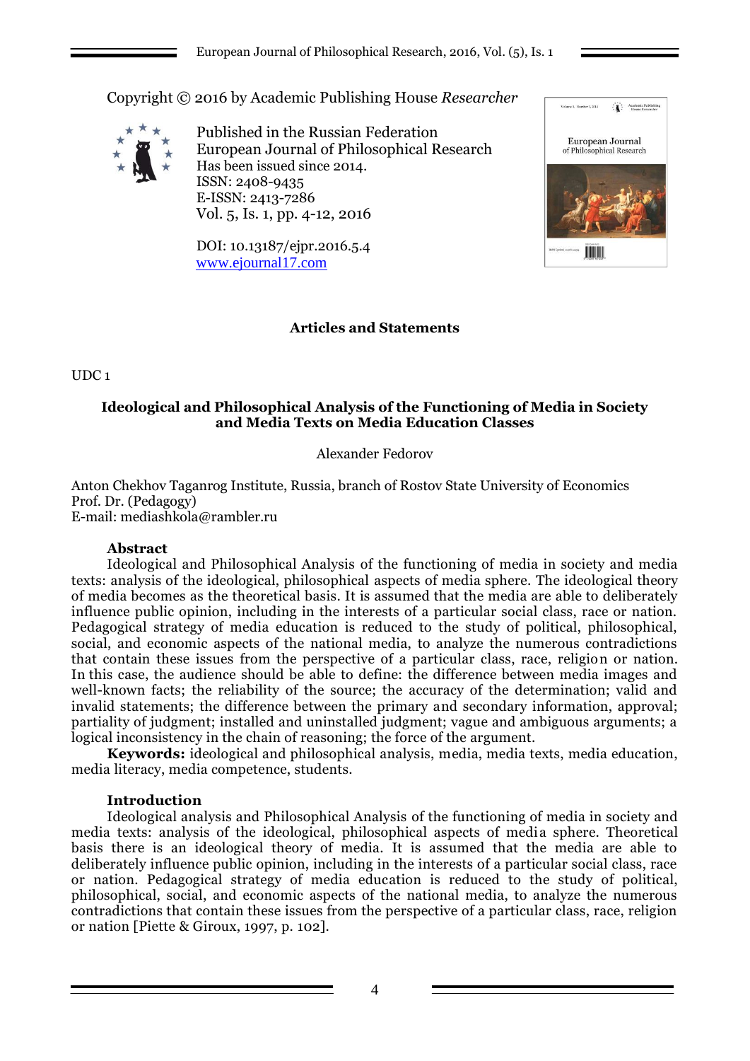Copyright © 2016 by Academic Publishing House *Researcher*

Published in the Russian Federation
European Journal of Philosophical Research
Has been issued since 2014.
ISSN: 2408-9435
E-ISSN: 2413-7286
Vol. 5, Is. 1, pp. 4-12, 2016

DOI: 10.13187/ejpr.2016.5.4
www.ejournal17.com

**Articles and Statements**

UDC 1

# Ideological and Philosophical Analysis of the Functioning of Media in Society and Media Texts on Media Education Classes

Alexander Fedorov

Anton Chekhov Taganrog Institute, Russia, branch of Rostov State University of Economics
Prof. Dr. (Pedagogy)
E-mail: mediashkola@rambler.ru

**Abstract**

Ideological and Philosophical Analysis of the functioning of media in society and media texts: analysis of the ideological, philosophical aspects of media sphere. The ideological theory of media becomes as the theoretical basis. It is assumed that the media are able to deliberately influence public opinion, including in the interests of a particular social class, race or nation. Pedagogical strategy of media education is reduced to the study of political, philosophical, social, and economic aspects of the national media, to analyze the numerous contradictions that contain these issues from the perspective of a particular class, race, religion or nation. In this case, the audience should be able to define: the difference between media images and well-known facts; the reliability of the source; the accuracy of the determination; valid and invalid statements; the difference between the primary and secondary information, approval; partiality of judgment; installed and uninstalled judgment; vague and ambiguous arguments; a logical inconsistency in the chain of reasoning; the force of the argument.

**Keywords:** ideological and philosophical analysis, media, media texts, media education, media literacy, media competence, students.

## Introduction

Ideological analysis and Philosophical Analysis of the functioning of media in society and media texts: analysis of the ideological, philosophical aspects of media sphere. Theoretical basis there is an ideological theory of media. It is assumed that the media are able to deliberately influence public opinion, including in the interests of a particular social class, race or nation. Pedagogical strategy of media education is reduced to the study of political, philosophical, social, and economic aspects of the national media, to analyze the numerous contradictions that contain these issues from the perspective of a particular class, race, religion or nation [Piette & Giroux, 1997, p. 102].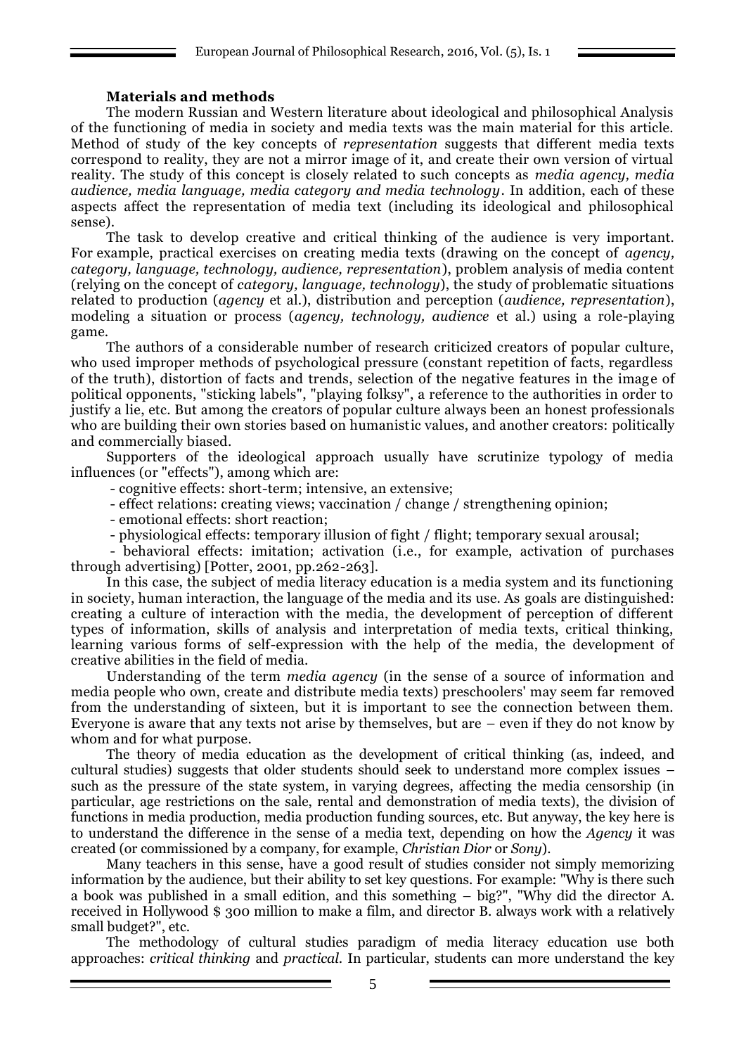**Materials and methods**

The modern Russian and Western literature about ideological and philosophical Analysis of the functioning of media in society and media texts was the main material for this article. Method of study of the key concepts of *representation* suggests that different media texts correspond to reality, they are not a mirror image of it, and create their own version of virtual reality. The study of this concept is closely related to such concepts as *media agency, media audience, media language, media category and media technology*. In addition, each of these aspects affect the representation of media text (including its ideological and philosophical sense).

The task to develop creative and critical thinking of the audience is very important. For example, practical exercises on creating media texts (drawing on the concept of *agency, category, language, technology, audience, representation*), problem analysis of media content (relying on the concept of *category, language, technology*), the study of problematic situations related to production (*agency* et al.), distribution and perception (*audience, representation*), modeling a situation or process (*agency, technology, audience* et al.) using a role-playing game.

The authors of a considerable number of research criticized creators of popular culture, who used improper methods of psychological pressure (constant repetition of facts, regardless of the truth), distortion of facts and trends, selection of the negative features in the image of political opponents, "sticking labels", "playing folksy", a reference to the authorities in order to justify a lie, etc. But among the creators of popular culture always been an honest professionals who are building their own stories based on humanistic values, and another creators: politically and commercially biased.

Supporters of the ideological approach usually have scrutinize typology of media influences (or "effects"), among which are:

- cognitive effects: short-term; intensive, an extensive;
- effect relations: creating views; vaccination / change / strengthening opinion;
- emotional effects: short reaction;
- physiological effects: temporary illusion of fight / flight; temporary sexual arousal;
- behavioral effects: imitation; activation (i.e., for example, activation of purchases through advertising) [Potter, 2001, pp.262-263].

In this case, the subject of media literacy education is a media system and its functioning in society, human interaction, the language of the media and its use. As goals are distinguished: creating a culture of interaction with the media, the development of perception of different types of information, skills of analysis and interpretation of media texts, critical thinking, learning various forms of self-expression with the help of the media, the development of creative abilities in the field of media.

Understanding of the term *media agency* (in the sense of a source of information and media people who own, create and distribute media texts) preschoolers' may seem far removed from the understanding of sixteen, but it is important to see the connection between them. Everyone is aware that any texts not arise by themselves, but are – even if they do not know by whom and for what purpose.

The theory of media education as the development of critical thinking (as, indeed, and cultural studies) suggests that older students should seek to understand more complex issues – such as the pressure of the state system, in varying degrees, affecting the media censorship (in particular, age restrictions on the sale, rental and demonstration of media texts), the division of functions in media production, media production funding sources, etc. But anyway, the key here is to understand the difference in the sense of a media text, depending on how the *Agency* it was created (or commissioned by a company, for example, *Christian Dior* or *Sony*).

Many teachers in this sense, have a good result of studies consider not simply memorizing information by the audience, but their ability to set key questions. For example: "Why is there such a book was published in a small edition, and this something – big?", "Why did the director A. received in Hollywood $ 300 million to make a film, and director B. always work with a relatively small budget?", etc.

The methodology of cultural studies paradigm of media literacy education use both approaches: *critical thinking* and *practical*. In particular, students can more understand the key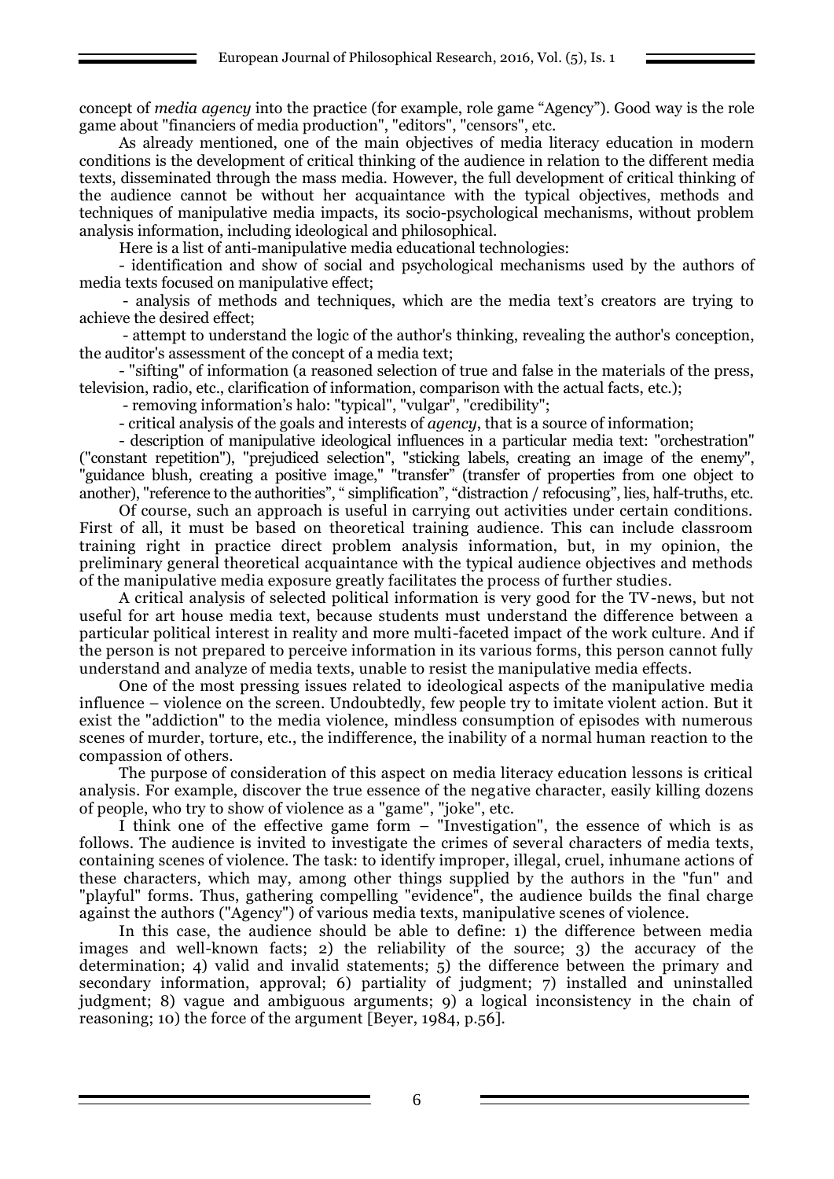concept of *media agency* into the practice (for example, role game "Agency"). Good way is the role game about "financiers of media production", "editors", "censors", etc.

As already mentioned, one of the main objectives of media literacy education in modern conditions is the development of critical thinking of the audience in relation to the different media texts, disseminated through the mass media. However, the full development of critical thinking of the audience cannot be without her acquaintance with the typical objectives, methods and techniques of manipulative media impacts, its socio-psychological mechanisms, without problem analysis information, including ideological and philosophical.

Here is a list of anti-manipulative media educational technologies:

- identification and show of social and psychological mechanisms used by the authors of media texts focused on manipulative effect;
- analysis of methods and techniques, which are the media text's creators are trying to achieve the desired effect;
- attempt to understand the logic of the author's thinking, revealing the author's conception, the auditor's assessment of the concept of a media text;
- "sifting" of information (a reasoned selection of true and false in the materials of the press, television, radio, etc., clarification of information, comparison with the actual facts, etc.);
- removing information's halo: "typical", "vulgar", "credibility";
- critical analysis of the goals and interests of *agency*, that is a source of information;
- description of manipulative ideological influences in a particular media text: "orchestration" ("constant repetition"), "prejudiced selection", "sticking labels, creating an image of the enemy", "guidance blush, creating a positive image," "transfer" (transfer of properties from one object to another), "reference to the authorities", " simplification", "distraction / refocusing", lies, half-truths, etc.

Of course, such an approach is useful in carrying out activities under certain conditions. First of all, it must be based on theoretical training audience. This can include classroom training right in practice direct problem analysis information, but, in my opinion, the preliminary general theoretical acquaintance with the typical audience objectives and methods of the manipulative media exposure greatly facilitates the process of further studies.

A critical analysis of selected political information is very good for the TV-news, but not useful for art house media text, because students must understand the difference between a particular political interest in reality and more multi-faceted impact of the work culture. And if the person is not prepared to perceive information in its various forms, this person cannot fully understand and analyze of media texts, unable to resist the manipulative media effects.

One of the most pressing issues related to ideological aspects of the manipulative media influence – violence on the screen. Undoubtedly, few people try to imitate violent action. But it exist the "addiction" to the media violence, mindless consumption of episodes with numerous scenes of murder, torture, etc., the indifference, the inability of a normal human reaction to the compassion of others.

The purpose of consideration of this aspect on media literacy education lessons is critical analysis. For example, discover the true essence of the negative character, easily killing dozens of people, who try to show of violence as a "game", "joke", etc.

I think one of the effective game form – "Investigation", the essence of which is as follows. The audience is invited to investigate the crimes of several characters of media texts, containing scenes of violence. The task: to identify improper, illegal, cruel, inhumane actions of these characters, which may, among other things supplied by the authors in the "fun" and "playful" forms. Thus, gathering compelling "evidence", the audience builds the final charge against the authors ("Agency") of various media texts, manipulative scenes of violence.

In this case, the audience should be able to define: 1) the difference between media images and well-known facts; 2) the reliability of the source; 3) the accuracy of the determination; 4) valid and invalid statements; 5) the difference between the primary and secondary information, approval; 6) partiality of judgment; 7) installed and uninstalled judgment; 8) vague and ambiguous arguments; 9) a logical inconsistency in the chain of reasoning; 10) the force of the argument [Beyer, 1984, p.56].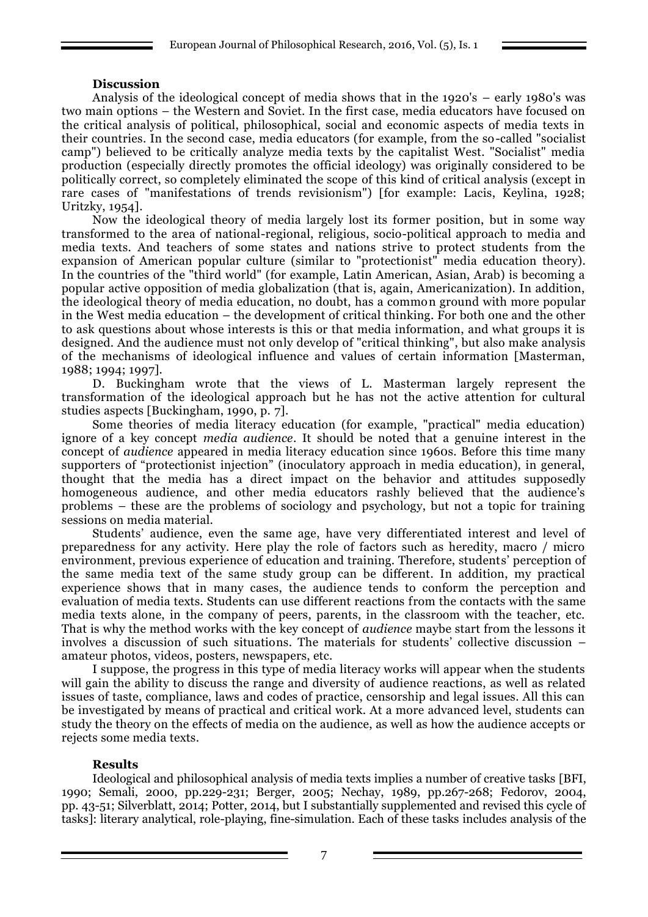### Discussion

Analysis of the ideological concept of media shows that in the 1920's – early 1980's was two main options – the Western and Soviet. In the first case, media educators have focused on the critical analysis of political, philosophical, social and economic aspects of media texts in their countries. In the second case, media educators (for example, from the so-called "socialist camp") believed to be critically analyze media texts by the capitalist West. "Socialist" media production (especially directly promotes the official ideology) was originally considered to be politically correct, so completely eliminated the scope of this kind of critical analysis (except in rare cases of "manifestations of trends revisionism") [for example: Lacis, Keylina, 1928; Uritzky, 1954].

Now the ideological theory of media largely lost its former position, but in some way transformed to the area of national-regional, religious, socio-political approach to media and media texts. And teachers of some states and nations strive to protect students from the expansion of American popular culture (similar to "protectionist" media education theory). In the countries of the "third world" (for example, Latin American, Asian, Arab) is becoming a popular active opposition of media globalization (that is, again, Americanization). In addition, the ideological theory of media education, no doubt, has a common ground with more popular in the West media education – the development of critical thinking. For both one and the other to ask questions about whose interests is this or that media information, and what groups it is designed. And the audience must not only develop of "critical thinking", but also make analysis of the mechanisms of ideological influence and values of certain information [Masterman, 1988; 1994; 1997].

D. Buckingham wrote that the views of L. Masterman largely represent the transformation of the ideological approach but he has not the active attention for cultural studies aspects [Buckingham, 1990, p. 7].

Some theories of media literacy education (for example, "practical" media education) ignore of a key concept *media audience*. It should be noted that a genuine interest in the concept of *audience* appeared in media literacy education since 1960s. Before this time many supporters of "protectionist injection" (inoculatory approach in media education), in general, thought that the media has a direct impact on the behavior and attitudes supposedly homogeneous audience, and other media educators rashly believed that the audience's problems – these are the problems of sociology and psychology, but not a topic for training sessions on media material.

Students' audience, even the same age, have very differentiated interest and level of preparedness for any activity. Here play the role of factors such as heredity, macro / micro environment, previous experience of education and training. Therefore, students' perception of the same media text of the same study group can be different. In addition, my practical experience shows that in many cases, the audience tends to conform the perception and evaluation of media texts. Students can use different reactions from the contacts with the same media texts alone, in the company of peers, parents, in the classroom with the teacher, etc. That is why the method works with the key concept of *audience* maybe start from the lessons it involves a discussion of such situations. The materials for students' collective discussion – amateur photos, videos, posters, newspapers, etc.

I suppose, the progress in this type of media literacy works will appear when the students will gain the ability to discuss the range and diversity of audience reactions, as well as related issues of taste, compliance, laws and codes of practice, censorship and legal issues. All this can be investigated by means of practical and critical work. At a more advanced level, students can study the theory on the effects of media on the audience, as well as how the audience accepts or rejects some media texts.

### Results

Ideological and philosophical analysis of media texts implies a number of creative tasks [BFI, 1990; Semali, 2000, pp.229-231; Berger, 2005; Nechay, 1989, pp.267-268; Fedorov, 2004, pp. 43-51; Silverblatt, 2014; Potter, 2014, but I substantially supplemented and revised this cycle of tasks]: literary analytical, role-playing, fine-simulation. Each of these tasks includes analysis of the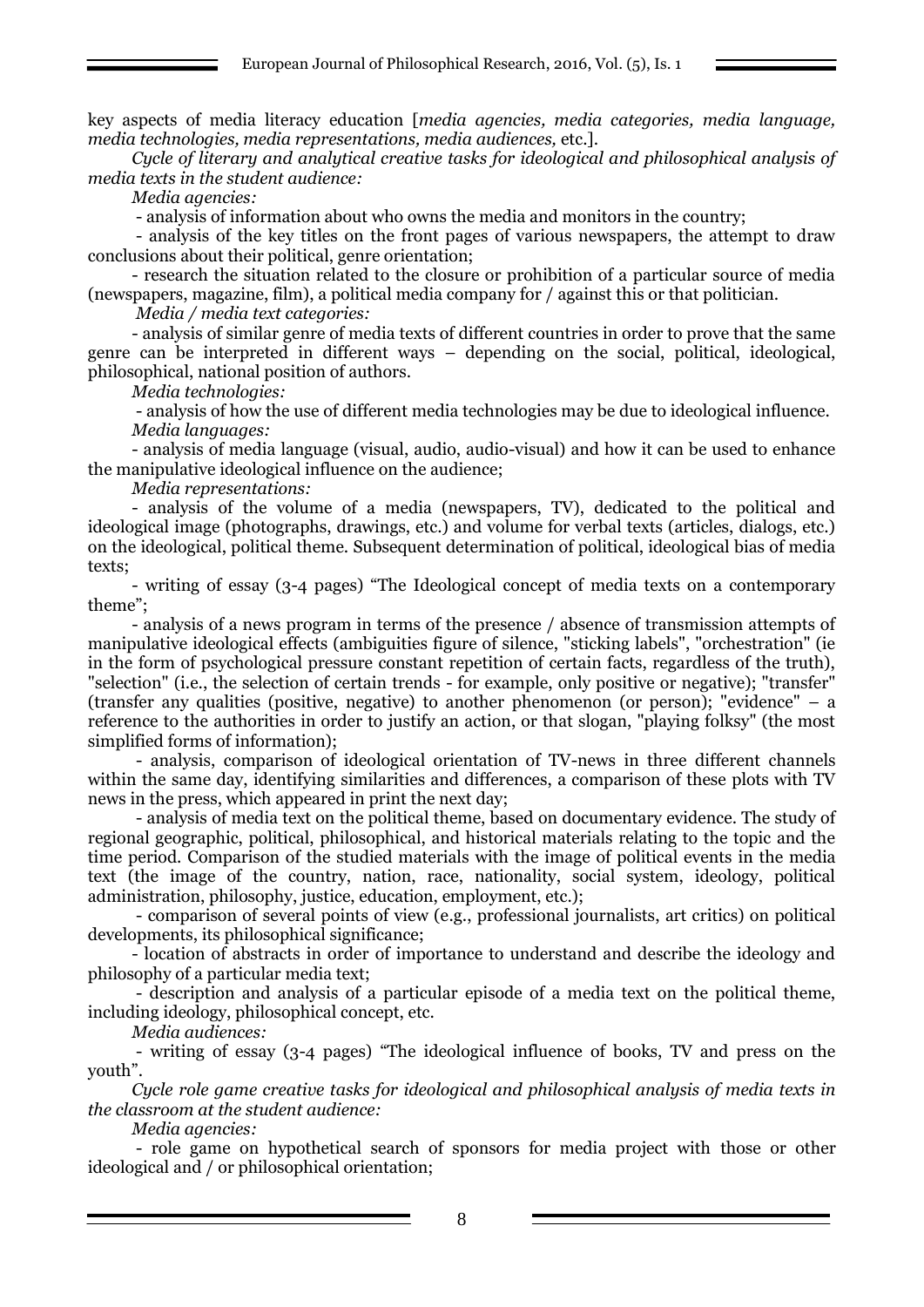key aspects of media literacy education [*media agencies, media categories, media language, media technologies, media representations, media audiences,* etc.].

*Cycle of literary and analytical creative tasks for ideological and philosophical analysis of media texts in the student audience:*

*Media agencies:*

- analysis of information about who owns the media and monitors in the country;
- analysis of the key titles on the front pages of various newspapers, the attempt to draw conclusions about their political, genre orientation;
- research the situation related to the closure or prohibition of a particular source of media (newspapers, magazine, film), a political media company for / against this or that politician.

*Media / media text categories:*

- analysis of similar genre of media texts of different countries in order to prove that the same genre can be interpreted in different ways – depending on the social, political, ideological, philosophical, national position of authors.

*Media technologies:*

- analysis of how the use of different media technologies may be due to ideological influence.

*Media languages:*

- analysis of media language (visual, audio, audio-visual) and how it can be used to enhance the manipulative ideological influence on the audience;

*Media representations:*

- analysis of the volume of a media (newspapers, TV), dedicated to the political and ideological image (photographs, drawings, etc.) and volume for verbal texts (articles, dialogs, etc.) on the ideological, political theme. Subsequent determination of political, ideological bias of media texts;
- writing of essay (3-4 pages) "The Ideological concept of media texts on a contemporary theme";
- analysis of a news program in terms of the presence / absence of transmission attempts of manipulative ideological effects (ambiguities figure of silence, "sticking labels", "orchestration" (ie in the form of psychological pressure constant repetition of certain facts, regardless of the truth), "selection" (i.e., the selection of certain trends - for example, only positive or negative); "transfer" (transfer any qualities (positive, negative) to another phenomenon (or person); "evidence" – a reference to the authorities in order to justify an action, or that slogan, "playing folksy" (the most simplified forms of information);
- analysis, comparison of ideological orientation of TV-news in three different channels within the same day, identifying similarities and differences, a comparison of these plots with TV news in the press, which appeared in print the next day;
- analysis of media text on the political theme, based on documentary evidence. The study of regional geographic, political, philosophical, and historical materials relating to the topic and the time period. Comparison of the studied materials with the image of political events in the media text (the image of the country, nation, race, nationality, social system, ideology, political administration, philosophy, justice, education, employment, etc.);
- comparison of several points of view (e.g., professional journalists, art critics) on political developments, its philosophical significance;
- location of abstracts in order of importance to understand and describe the ideology and philosophy of a particular media text;
- description and analysis of a particular episode of a media text on the political theme, including ideology, philosophical concept, etc.

*Media audiences:*

- writing of essay (3-4 pages) "The ideological influence of books, TV and press on the youth".

*Cycle role game creative tasks for ideological and philosophical analysis of media texts in the classroom at the student audience:*

*Media agencies:*

- role game on hypothetical search of sponsors for media project with those or other ideological and / or philosophical orientation;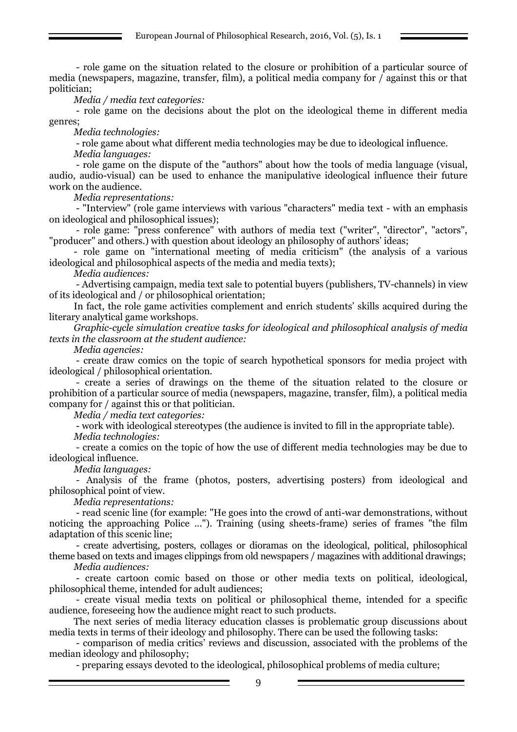- role game on the situation related to the closure or prohibition of a particular source of media (newspapers, magazine, transfer, film), a political media company for / against this or that politician;

*Media / media text categories:*

- role game on the decisions about the plot on the ideological theme in different media genres;

*Media technologies:*

- role game about what different media technologies may be due to ideological influence.

*Media languages:*

- role game on the dispute of the "authors" about how the tools of media language (visual, audio, audio-visual) can be used to enhance the manipulative ideological influence their future work on the audience.

*Media representations:*

- "Interview" (role game interviews with various "characters" media text - with an emphasis on ideological and philosophical issues);
- role game: "press conference" with authors of media text ("writer", "director", "actors", "producer" and others.) with question about ideology an philosophy of authors' ideas;
- role game on "international meeting of media criticism" (the analysis of a various ideological and philosophical aspects of the media and media texts);

*Media audiences:*

- Advertising campaign, media text sale to potential buyers (publishers, TV-channels) in view of its ideological and / or philosophical orientation;

In fact, the role game activities complement and enrich students' skills acquired during the literary analytical game workshops.

*Graphic-cycle simulation creative tasks for ideological and philosophical analysis of media texts in the classroom at the student audience:*

*Media agencies:*

- create draw comics on the topic of search hypothetical sponsors for media project with ideological / philosophical orientation.
- create a series of drawings on the theme of the situation related to the closure or prohibition of a particular source of media (newspapers, magazine, transfer, film), a political media company for / against this or that politician.

*Media / media text categories:*

- work with ideological stereotypes (the audience is invited to fill in the appropriate table).

*Media technologies:*

- create a comics on the topic of how the use of different media technologies may be due to ideological influence.

*Media languages:*

- Analysis of the frame (photos, posters, advertising posters) from ideological and philosophical point of view.

*Media representations:*

- read scenic line (for example: "He goes into the crowd of anti-war demonstrations, without noticing the approaching Police ..."). Training (using sheets-frame) series of frames "the film adaptation of this scenic line;
- create advertising, posters, collages or dioramas on the ideological, political, philosophical theme based on texts and images clippings from old newspapers / magazines with additional drawings;

*Media audiences:*

- create cartoon comic based on those or other media texts on political, ideological, philosophical theme, intended for adult audiences;
- create visual media texts on political or philosophical theme, intended for a specific audience, foreseeing how the audience might react to such products.

The next series of media literacy education classes is problematic group discussions about media texts in terms of their ideology and philosophy. There can be used the following tasks:

- comparison of media critics' reviews and discussion, associated with the problems of the median ideology and philosophy;
- preparing essays devoted to the ideological, philosophical problems of media culture;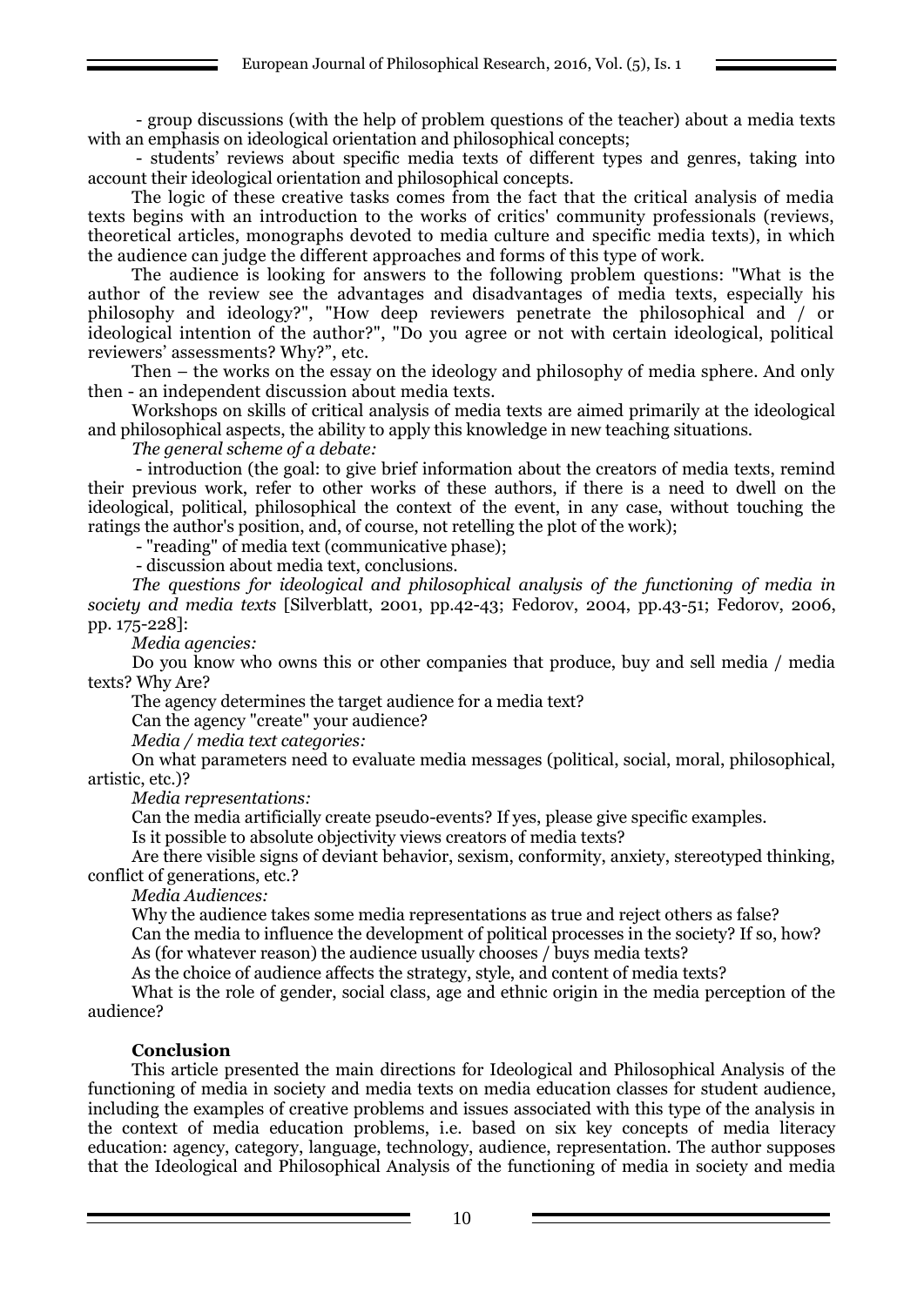- group discussions (with the help of problem questions of the teacher) about a media texts with an emphasis on ideological orientation and philosophical concepts;

- students' reviews about specific media texts of different types and genres, taking into account their ideological orientation and philosophical concepts.

The logic of these creative tasks comes from the fact that the critical analysis of media texts begins with an introduction to the works of critics' community professionals (reviews, theoretical articles, monographs devoted to media culture and specific media texts), in which the audience can judge the different approaches and forms of this type of work.

The audience is looking for answers to the following problem questions: "What is the author of the review see the advantages and disadvantages of media texts, especially his philosophy and ideology?", "How deep reviewers penetrate the philosophical and / or ideological intention of the author?", "Do you agree or not with certain ideological, political reviewers' assessments? Why?", etc.

Then – the works on the essay on the ideology and philosophy of media sphere. And only then - an independent discussion about media texts.

Workshops on skills of critical analysis of media texts are aimed primarily at the ideological and philosophical aspects, the ability to apply this knowledge in new teaching situations.

*The general scheme of a debate:*

- introduction (the goal: to give brief information about the creators of media texts, remind their previous work, refer to other works of these authors, if there is a need to dwell on the ideological, political, philosophical the context of the event, in any case, without touching the ratings the author's position, and, of course, not retelling the plot of the work);
- "reading" of media text (communicative phase);
- discussion about media text, conclusions.

*The questions for ideological and philosophical analysis of the functioning of media in society and media texts* [Silverblatt, 2001, pp.42-43; Fedorov, 2004, pp.43-51; Fedorov, 2006, pp. 175-228]:

*Media agencies:*

Do you know who owns this or other companies that produce, buy and sell media / media texts? Why Are?

The agency determines the target audience for a media text?

Can the agency "create" your audience?

*Media / media text categories:*

On what parameters need to evaluate media messages (political, social, moral, philosophical, artistic, etc.)?

*Media representations:*

Can the media artificially create pseudo-events? If yes, please give specific examples.

Is it possible to absolute objectivity views creators of media texts?

Are there visible signs of deviant behavior, sexism, conformity, anxiety, stereotyped thinking, conflict of generations, etc.?

*Media Audiences:*

Why the audience takes some media representations as true and reject others as false?

Can the media to influence the development of political processes in the society? If so, how?

As (for whatever reason) the audience usually chooses / buys media texts?

As the choice of audience affects the strategy, style, and content of media texts?

What is the role of gender, social class, age and ethnic origin in the media perception of the audience?

## Conclusion

This article presented the main directions for Ideological and Philosophical Analysis of the functioning of media in society and media texts on media education classes for student audience, including the examples of creative problems and issues associated with this type of the analysis in the context of media education problems, i.e. based on six key concepts of media literacy education: agency, category, language, technology, audience, representation. The author supposes that the Ideological and Philosophical Analysis of the functioning of media in society and media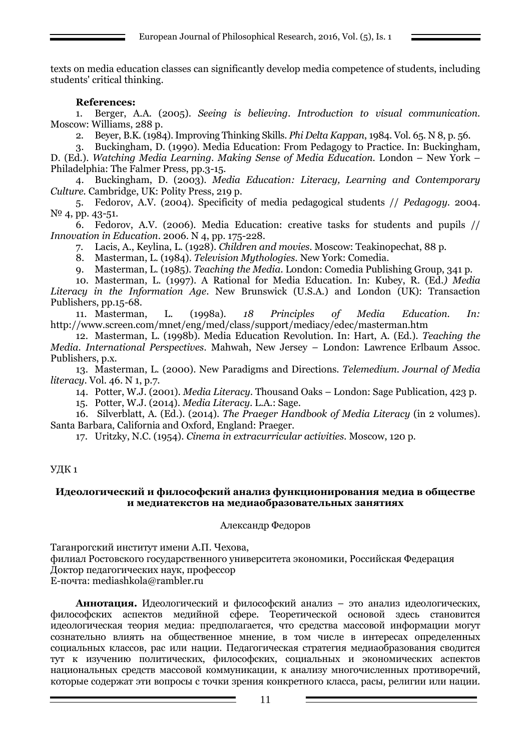texts on media education classes can significantly develop media competence of students, including students' critical thinking.

**References:**

1. Berger, A.A. (2005). *Seeing is believing. Introduction to visual communication.* Moscow: Williams, 288 p.
2. Beyer, B.K. (1984). Improving Thinking Skills. *Phi Delta Kappan*, 1984. Vol. 65. N 8, p. 56.
3. Buckingham, D. (1990). Media Education: From Pedagogy to Practice. In: Buckingham, D. (Ed.). *Watching Media Learning. Making Sense of Media Education.* London – New York – Philadelphia: The Falmer Press, pp.3-15.
4. Buckingham, D. (2003). *Media Education: Literacy, Learning and Contemporary Culture.* Cambridge, UK: Polity Press, 219 p.
5. Fedorov, A.V. (2004). Specificity of media pedagogical students // *Pedagogy*. 2004. № 4, pp. 43-51.
6. Fedorov, A.V. (2006). Media Education: creative tasks for students and pupils // *Innovation in Education*. 2006. N 4, pp. 175-228.
7. Lacis, A., Keylina, L. (1928). *Children and movies.* Moscow: Teakinopechat, 88 p.
8. Masterman, L. (1984). *Television Mythologies.* New York: Comedia.
9. Masterman, L. (1985). *Teaching the Media.* London: Comedia Publishing Group, 341 p.
10. Masterman, L. (1997). A Rational for Media Education. In: Kubey, R. (Ed.*) Media Literacy in the Information Age*. New Brunswick (U.S.A.) and London (UK): Transaction Publishers, pp.15-68.
11. Masterman, L. (1998a). *18 Principles of Media Education. In:* http://www.screen.com/mnet/eng/med/class/support/mediacy/edec/masterman.htm
12. Masterman, L. (1998b). Media Education Revolution. In: Hart, A. (Ed.). *Teaching the Media. International Perspectives*. Mahwah, New Jersey – London: Lawrence Erlbaum Assoc. Publishers, p.x.
13. Masterman, L. (2000). New Paradigms and Directions. *Telemedium. Journal of Media literacy*. Vol. 46. N 1, p.7.
14. Potter, W.J. (2001). *Media Literacy*. Thousand Oaks – London: Sage Publication, 423 p.
15. Potter, W.J. (2014). *Media Literacy*. L.A.: Sage.
16. Silverblatt, A. (Ed.). (2014). *The Praeger Handbook of Media Literacy* (in 2 volumes). Santa Barbara, California and Oxford, England: Praeger.
17. Uritzky, N.C. (1954). *Cinema in extracurricular activities*. Moscow, 120 p.

УДК 1

## Идеологический и философский анализ функционирования медиа в обществе и медиатекстов на медиаобразовательных занятиях

Александр Федоров

Таганрогский институт имени А.П. Чехова,
филиал Ростовского государственного университета экономики, Российская Федерация
Доктор педагогических наук, профессор
E-почта: mediashkola@rambler.ru

**Аннотация.** Идеологический и философский анализ – это анализ идеологических, философских аспектов медийной сфере. Теоретической основой здесь становится идеологическая теория медиа: предполагается, что средства массовой информации могут сознательно влиять на общественное мнение, в том числе в интересах определенных социальных классов, рас или нации. Педагогическая стратегия медиаобразования сводится тут к изучению политических, философских, социальных и экономических аспектов национальных средств массовой коммуникации, к анализу многочисленных противоречий, которые содержат эти вопросы с точки зрения конкретного класса, расы, религии или нации.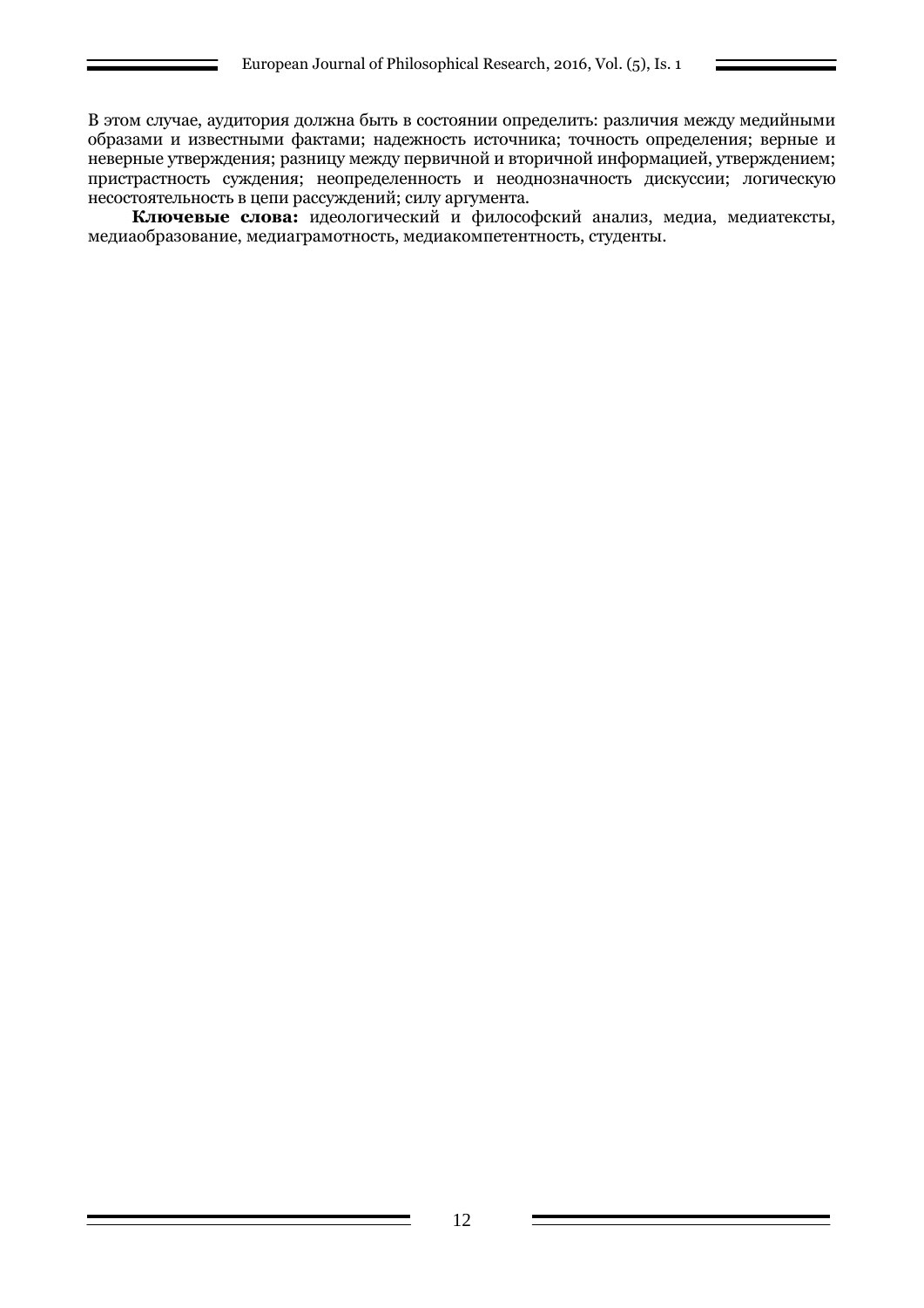В этом случае, аудитория должна быть в состоянии определить: различия между медийными образами и известными фактами; надежность источника; точность определения; верные и неверные утверждения; разницу между первичной и вторичной информацией, утверждением; пристрастность суждения; неопределенность и неоднозначность дискуссии; логическую несостоятельность в цепи рассуждений; силу аргумента.

**Ключевые слова:** идеологический и философский анализ, медиа, медиатексты, медиаобразование, медиаграмотность, медиакомпетентность, студенты.